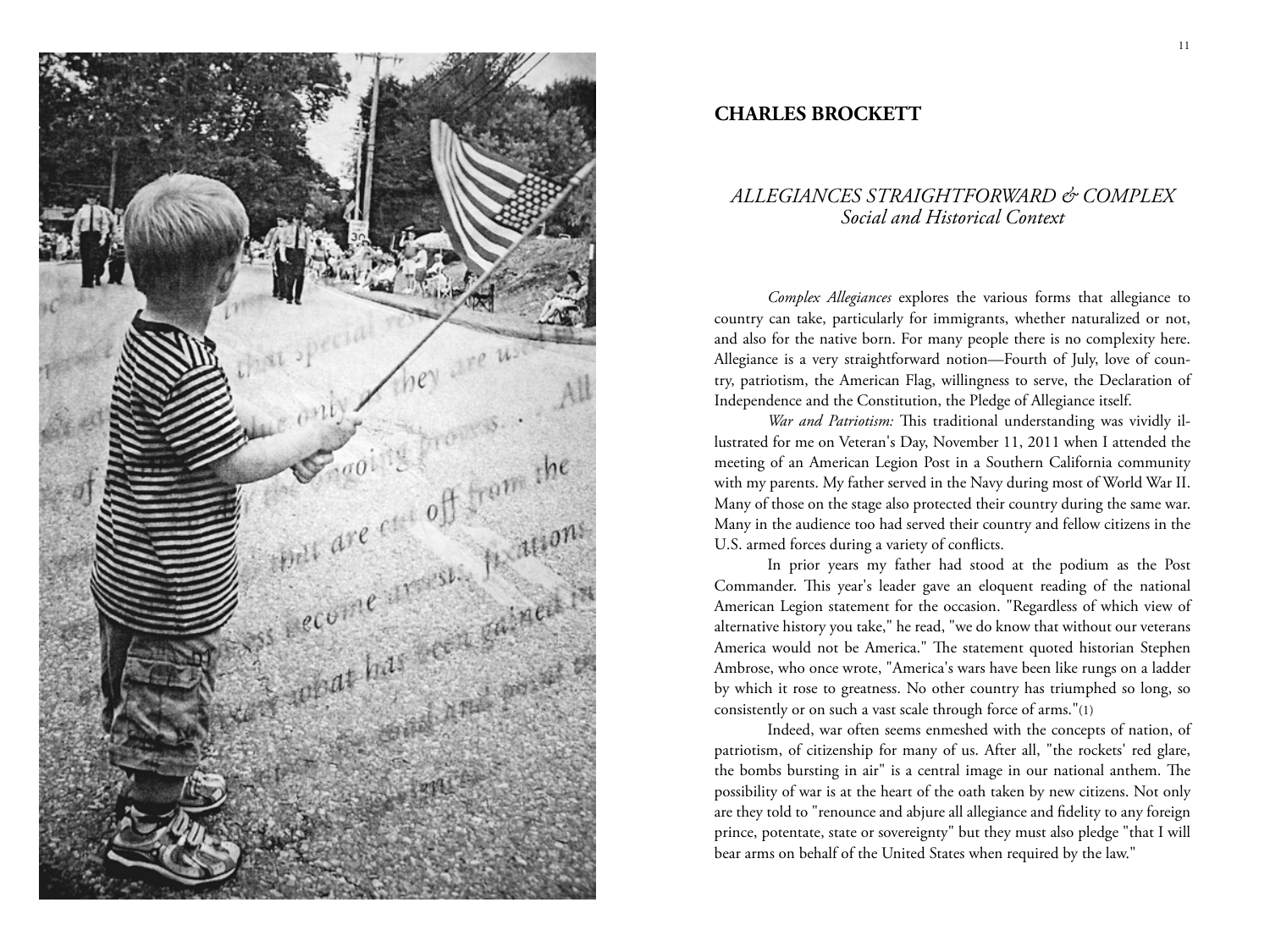## CHARLES BROCKETT

### *ALLEGIANCES STRAIGHTFORWARD & COMPLEX*
### *Social and Historical Context*

*Complex Allegiances* explores the various forms that allegiance to country can take, particularly for immigrants, whether naturalized or not, and also for the native born. For many people there is no complexity here. Allegiance is a very straightforward notion—Fourth of July, love of country, patriotism, the American Flag, willingness to serve, the Declaration of Independence and the Constitution, the Pledge of Allegiance itself.

*War and Patriotism:* This traditional understanding was vividly illustrated for me on Veteran's Day, November 11, 2011 when I attended the meeting of an American Legion Post in a Southern California community with my parents. My father served in the Navy during most of World War II. Many of those on the stage also protected their country during the same war. Many in the audience too had served their country and fellow citizens in the U.S. armed forces during a variety of conflicts.

In prior years my father had stood at the podium as the Post Commander. This year's leader gave an eloquent reading of the national American Legion statement for the occasion. "Regardless of which view of alternative history you take," he read, "we do know that without our veterans America would not be America." The statement quoted historian Stephen Ambrose, who once wrote, "America's wars have been like rungs on a ladder by which it rose to greatness. No other country has triumphed so long, so consistently or on such a vast scale through force of arms."(1)

Indeed, war often seems enmeshed with the concepts of nation, of patriotism, of citizenship for many of us. After all, "the rockets' red glare, the bombs bursting in air" is a central image in our national anthem. The possibility of war is at the heart of the oath taken by new citizens. Not only are they told to "renounce and abjure all allegiance and fidelity to any foreign prince, potentate, state or sovereignty" but they must also pledge "that I will bear arms on behalf of the United States when required by the law."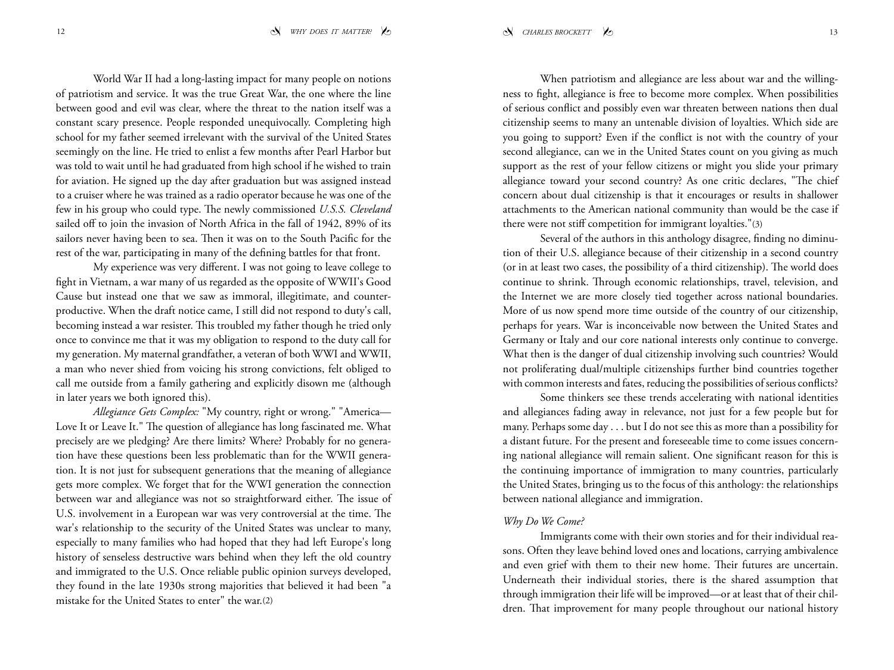World War II had a long-lasting impact for many people on notions of patriotism and service. It was the true Great War, the one where the line between good and evil was clear, where the threat to the nation itself was a constant scary presence. People responded unequivocally. Completing high school for my father seemed irrelevant with the survival of the United States seemingly on the line. He tried to enlist a few months after Pearl Harbor but was told to wait until he had graduated from high school if he wished to train for aviation. He signed up the day after graduation but was assigned instead to a cruiser where he was trained as a radio operator because he was one of the few in his group who could type. The newly commissioned *U.S.S. Cleveland* sailed off to join the invasion of North Africa in the fall of 1942, 89% of its sailors never having been to sea. Then it was on to the South Pacific for the rest of the war, participating in many of the defining battles for that front.

My experience was very different. I was not going to leave college to fight in Vietnam, a war many of us regarded as the opposite of WWII's Good Cause but instead one that we saw as immoral, illegitimate, and counter-productive. When the draft notice came, I still did not respond to duty's call, becoming instead a war resister. This troubled my father though he tried only once to convince me that it was my obligation to respond to the duty call for my generation. My maternal grandfather, a veteran of both WWI and WWII, a man who never shied from voicing his strong convictions, felt obliged to call me outside from a family gathering and explicitly disown me (although in later years we both ignored this).

*Allegiance Gets Complex:* "My country, right or wrong." "America—Love It or Leave It." The question of allegiance has long fascinated me. What precisely are we pledging? Are there limits? Where? Probably for no generation have these questions been less problematic than for the WWII generation. It is not just for subsequent generations that the meaning of allegiance gets more complex. We forget that for the WWI generation the connection between war and allegiance was not so straightforward either. The issue of U.S. involvement in a European war was very controversial at the time. The war's relationship to the security of the United States was unclear to many, especially to many families who had hoped that they had left Europe's long history of senseless destructive wars behind when they left the old country and immigrated to the U.S. Once reliable public opinion surveys developed, they found in the late 1930s strong majorities that believed it had been "a mistake for the United States to enter" the war.(2)

When patriotism and allegiance are less about war and the willingness to fight, allegiance is free to become more complex. When possibilities of serious conflict and possibly even war threaten between nations then dual citizenship seems to many an untenable division of loyalties. Which side are you going to support? Even if the conflict is not with the country of your second allegiance, can we in the United States count on you giving as much support as the rest of your fellow citizens or might you slide your primary allegiance toward your second country? As one critic declares, "The chief concern about dual citizenship is that it encourages or results in shallower attachments to the American national community than would be the case if there were not stiff competition for immigrant loyalties."(3)

Several of the authors in this anthology disagree, finding no diminution of their U.S. allegiance because of their citizenship in a second country (or in at least two cases, the possibility of a third citizenship). The world does continue to shrink. Through economic relationships, travel, television, and the Internet we are more closely tied together across national boundaries. More of us now spend more time outside of the country of our citizenship, perhaps for years. War is inconceivable now between the United States and Germany or Italy and our core national interests only continue to converge. What then is the danger of dual citizenship involving such countries? Would not proliferating dual/multiple citizenships further bind countries together with common interests and fates, reducing the possibilities of serious conflicts?

Some thinkers see these trends accelerating with national identities and allegiances fading away in relevance, not just for a few people but for many. Perhaps some day . . . but I do not see this as more than a possibility for a distant future. For the present and foreseeable time to come issues concerning national allegiance will remain salient. One significant reason for this is the continuing importance of immigration to many countries, particularly the United States, bringing us to the focus of this anthology: the relationships between national allegiance and immigration.

*Why Do We Come?*

Immigrants come with their own stories and for their individual reasons. Often they leave behind loved ones and locations, carrying ambivalence and even grief with them to their new home. Their futures are uncertain. Underneath their individual stories, there is the shared assumption that through immigration their life will be improved—or at least that of their children. That improvement for many people throughout our national history